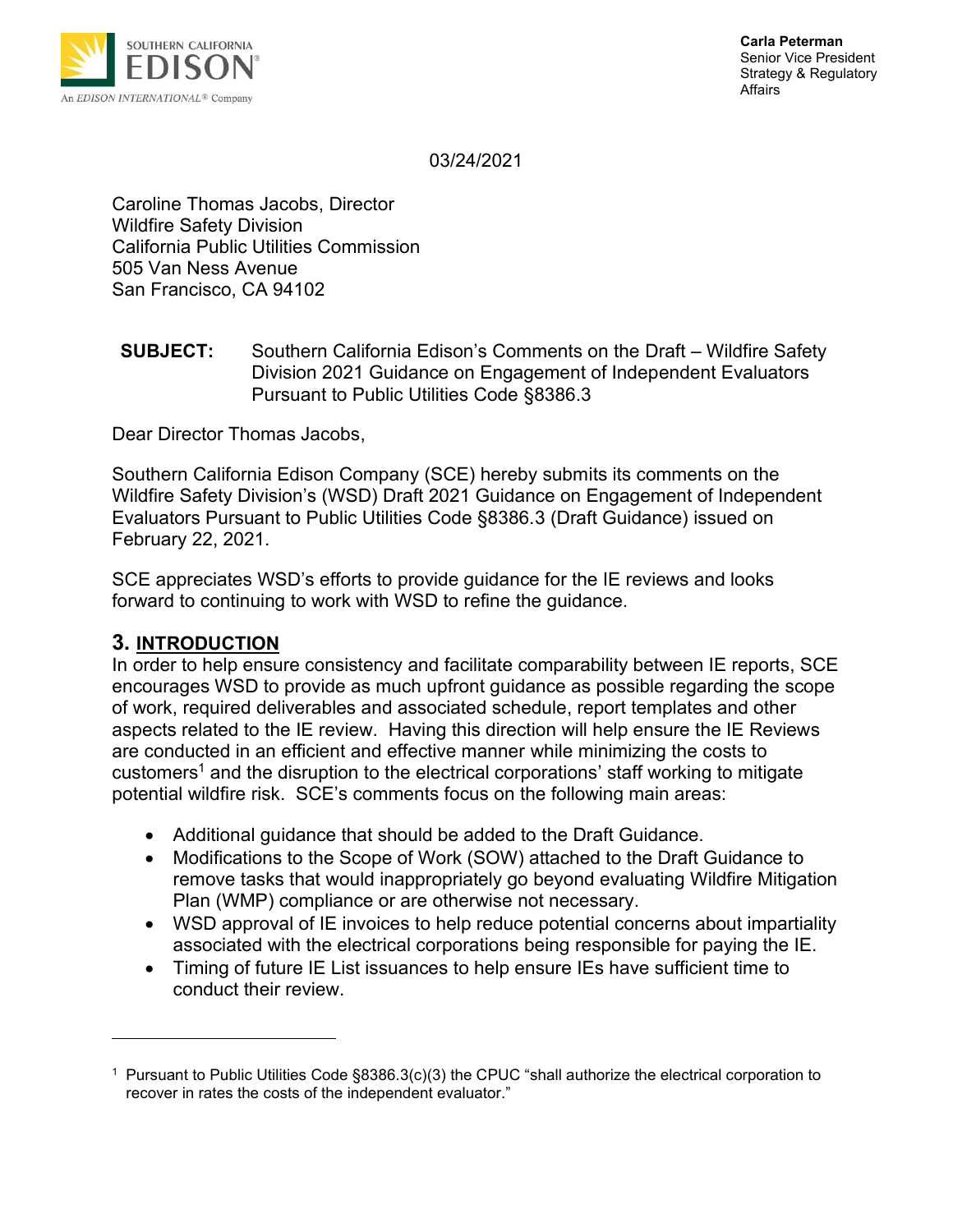SOUTHERN CALIFORNIA
EDISON®
An EDISON INTERNATIONAL® Company

**Carla Peterman**
Senior Vice President
Strategy & Regulatory Affairs

03/24/2021

Caroline Thomas Jacobs, Director
Wildfire Safety Division
California Public Utilities Commission
505 Van Ness Avenue
San Francisco, CA 94102

**SUBJECT:** Southern California Edison's Comments on the Draft – Wildfire Safety Division 2021 Guidance on Engagement of Independent Evaluators Pursuant to Public Utilities Code §8386.3

Dear Director Thomas Jacobs,

Southern California Edison Company (SCE) hereby submits its comments on the Wildfire Safety Division's (WSD) Draft 2021 Guidance on Engagement of Independent Evaluators Pursuant to Public Utilities Code §8386.3 (Draft Guidance) issued on February 22, 2021.

SCE appreciates WSD's efforts to provide guidance for the IE reviews and looks forward to continuing to work with WSD to refine the guidance.

## 3. INTRODUCTION

In order to help ensure consistency and facilitate comparability between IE reports, SCE encourages WSD to provide as much upfront guidance as possible regarding the scope of work, required deliverables and associated schedule, report templates and other aspects related to the IE review. Having this direction will help ensure the IE Reviews are conducted in an efficient and effective manner while minimizing the costs to customers[1] and the disruption to the electrical corporations' staff working to mitigate potential wildfire risk. SCE's comments focus on the following main areas:

- Additional guidance that should be added to the Draft Guidance.
- Modifications to the Scope of Work (SOW) attached to the Draft Guidance to remove tasks that would inappropriately go beyond evaluating Wildfire Mitigation Plan (WMP) compliance or are otherwise not necessary.
- WSD approval of IE invoices to help reduce potential concerns about impartiality associated with the electrical corporations being responsible for paying the IE.
- Timing of future IE List issuances to help ensure IEs have sufficient time to conduct their review.

[1] Pursuant to Public Utilities Code §8386.3(c)(3) the CPUC "shall authorize the electrical corporation to recover in rates the costs of the independent evaluator."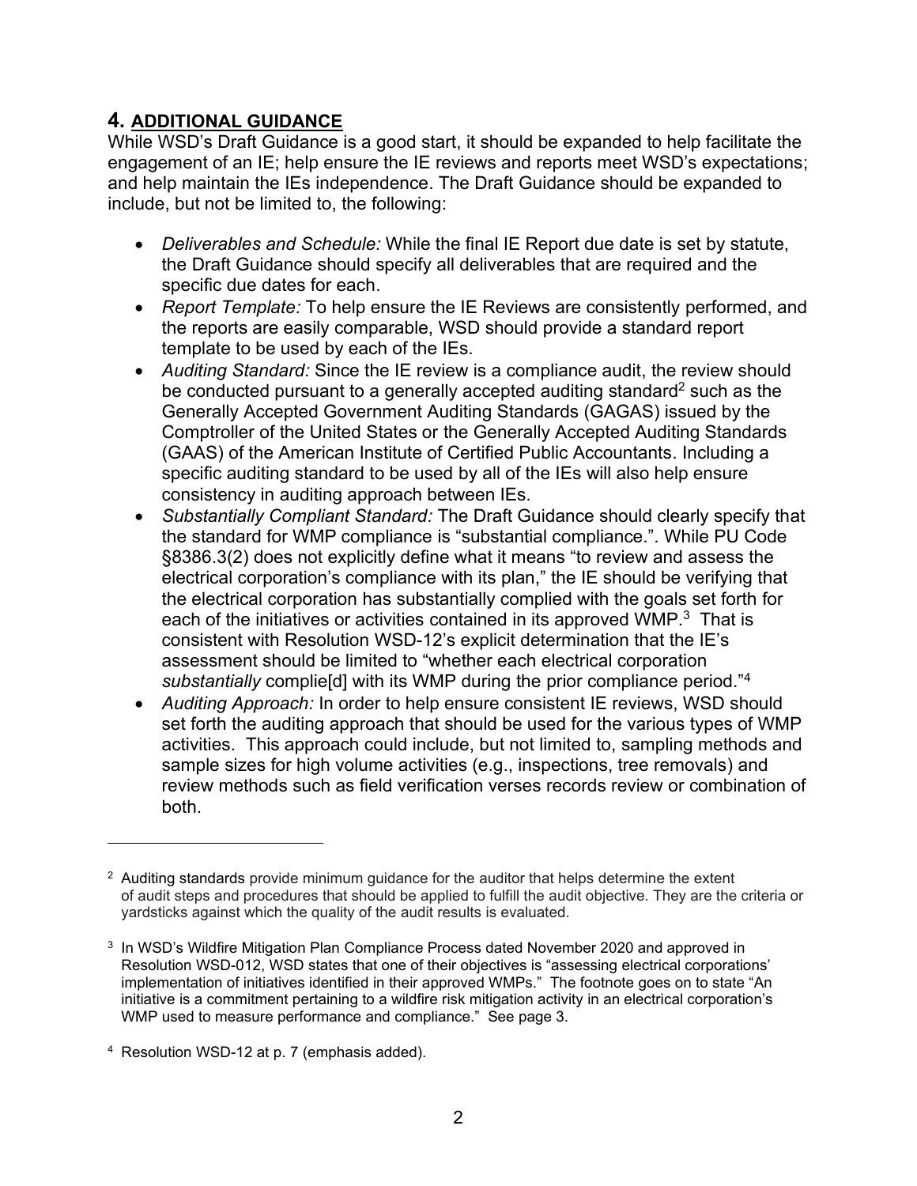## 4. **ADDITIONAL GUIDANCE**

While WSD's Draft Guidance is a good start, it should be expanded to help facilitate the engagement of an IE; help ensure the IE reviews and reports meet WSD's expectations; and help maintain the IEs independence. The Draft Guidance should be expanded to include, but not be limited to, the following:

- *Deliverables and Schedule:* While the final IE Report due date is set by statute, the Draft Guidance should specify all deliverables that are required and the specific due dates for each.
- *Report Template:* To help ensure the IE Reviews are consistently performed, and the reports are easily comparable, WSD should provide a standard report template to be used by each of the IEs.
- *Auditing Standard:* Since the IE review is a compliance audit, the review should be conducted pursuant to a generally accepted auditing standard[2] such as the Generally Accepted Government Auditing Standards (GAGAS) issued by the Comptroller of the United States or the Generally Accepted Auditing Standards (GAAS) of the American Institute of Certified Public Accountants. Including a specific auditing standard to be used by all of the IEs will also help ensure consistency in auditing approach between IEs.
- *Substantially Compliant Standard:* The Draft Guidance should clearly specify that the standard for WMP compliance is "substantial compliance.". While PU Code §8386.3(2) does not explicitly define what it means "to review and assess the electrical corporation's compliance with its plan," the IE should be verifying that the electrical corporation has substantially complied with the goals set forth for each of the initiatives or activities contained in its approved WMP.[3] That is consistent with Resolution WSD-12's explicit determination that the IE's assessment should be limited to "whether each electrical corporation *substantially* complie[d] with its WMP during the prior compliance period."[4]
- *Auditing Approach:* In order to help ensure consistent IE reviews, WSD should set forth the auditing approach that should be used for the various types of WMP activities. This approach could include, but not limited to, sampling methods and sample sizes for high volume activities (e.g., inspections, tree removals) and review methods such as field verification verses records review or combination of both.

---

[2] Auditing standards provide minimum guidance for the auditor that helps determine the extent of audit steps and procedures that should be applied to fulfill the audit objective. They are the criteria or yardsticks against which the quality of the audit results is evaluated.

[3] In WSD's Wildfire Mitigation Plan Compliance Process dated November 2020 and approved in Resolution WSD-012, WSD states that one of their objectives is "assessing electrical corporations' implementation of initiatives identified in their approved WMPs." The footnote goes on to state "An initiative is a commitment pertaining to a wildfire risk mitigation activity in an electrical corporation's WMP used to measure performance and compliance." See page 3.

[4] Resolution WSD-12 at p. 7 (emphasis added).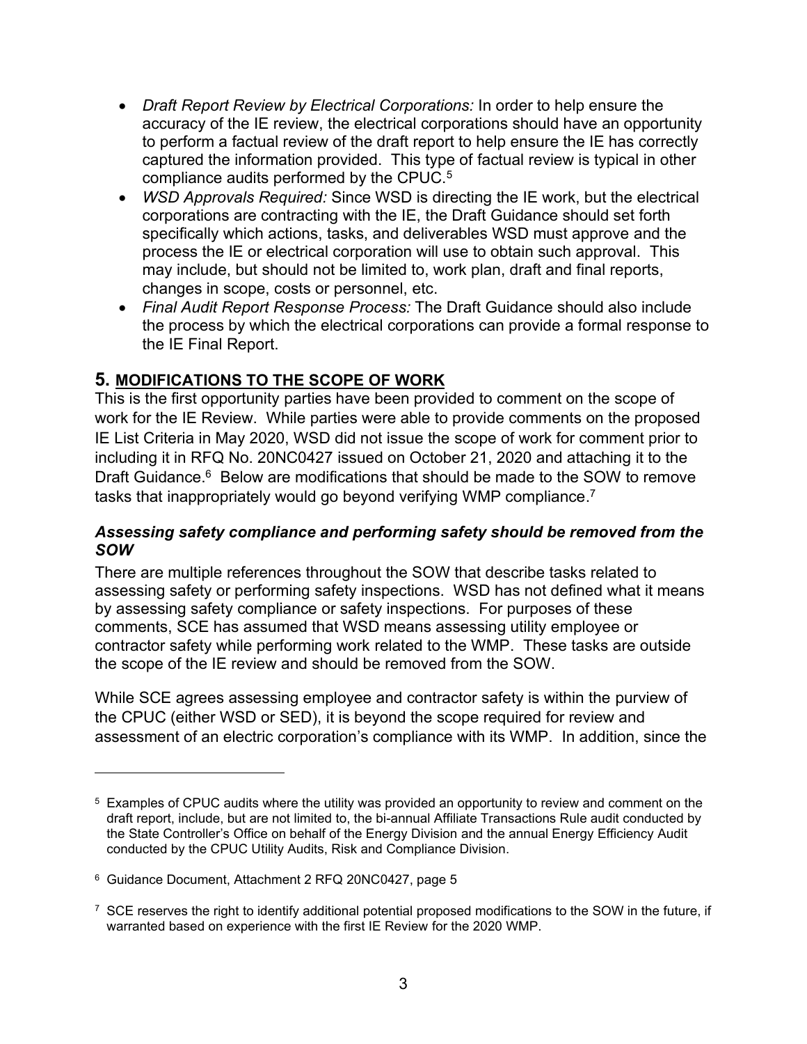- *Draft Report Review by Electrical Corporations:* In order to help ensure the accuracy of the IE review, the electrical corporations should have an opportunity to perform a factual review of the draft report to help ensure the IE has correctly captured the information provided. This type of factual review is typical in other compliance audits performed by the CPUC.[5]
- *WSD Approvals Required:* Since WSD is directing the IE work, but the electrical corporations are contracting with the IE, the Draft Guidance should set forth specifically which actions, tasks, and deliverables WSD must approve and the process the IE or electrical corporation will use to obtain such approval. This may include, but should not be limited to, work plan, draft and final reports, changes in scope, costs or personnel, etc.
- *Final Audit Report Response Process:* The Draft Guidance should also include the process by which the electrical corporations can provide a formal response to the IE Final Report.

## 5. MODIFICATIONS TO THE SCOPE OF WORK

This is the first opportunity parties have been provided to comment on the scope of work for the IE Review. While parties were able to provide comments on the proposed IE List Criteria in May 2020, WSD did not issue the scope of work for comment prior to including it in RFQ No. 20NC0427 issued on October 21, 2020 and attaching it to the Draft Guidance.[6] Below are modifications that should be made to the SOW to remove tasks that inappropriately would go beyond verifying WMP compliance.[7]

### *Assessing safety compliance and performing safety should be removed from the SOW*

There are multiple references throughout the SOW that describe tasks related to assessing safety or performing safety inspections. WSD has not defined what it means by assessing safety compliance or safety inspections. For purposes of these comments, SCE has assumed that WSD means assessing utility employee or contractor safety while performing work related to the WMP. These tasks are outside the scope of the IE review and should be removed from the SOW.

While SCE agrees assessing employee and contractor safety is within the purview of the CPUC (either WSD or SED), it is beyond the scope required for review and assessment of an electric corporation's compliance with its WMP. In addition, since the

---

[5] Examples of CPUC audits where the utility was provided an opportunity to review and comment on the draft report, include, but are not limited to, the bi-annual Affiliate Transactions Rule audit conducted by the State Controller's Office on behalf of the Energy Division and the annual Energy Efficiency Audit conducted by the CPUC Utility Audits, Risk and Compliance Division.

[6] Guidance Document, Attachment 2 RFQ 20NC0427, page 5

[7] SCE reserves the right to identify additional potential proposed modifications to the SOW in the future, if warranted based on experience with the first IE Review for the 2020 WMP.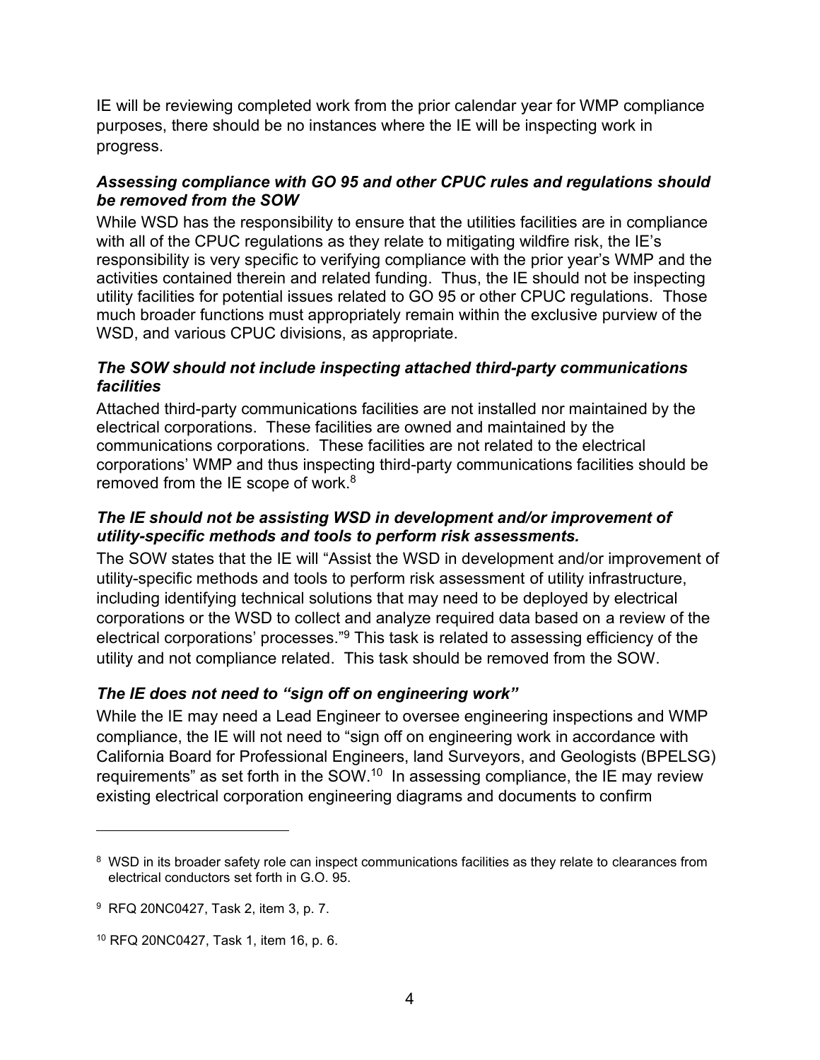IE will be reviewing completed work from the prior calendar year for WMP compliance purposes, there should be no instances where the IE will be inspecting work in progress.

***Assessing compliance with GO 95 and other CPUC rules and regulations should be removed from the SOW***

While WSD has the responsibility to ensure that the utilities facilities are in compliance with all of the CPUC regulations as they relate to mitigating wildfire risk, the IE's responsibility is very specific to verifying compliance with the prior year's WMP and the activities contained therein and related funding. Thus, the IE should not be inspecting utility facilities for potential issues related to GO 95 or other CPUC regulations. Those much broader functions must appropriately remain within the exclusive purview of the WSD, and various CPUC divisions, as appropriate.

***The SOW should not include inspecting attached third-party communications facilities***

Attached third-party communications facilities are not installed nor maintained by the electrical corporations. These facilities are owned and maintained by the communications corporations. These facilities are not related to the electrical corporations' WMP and thus inspecting third-party communications facilities should be removed from the IE scope of work.[8]

***The IE should not be assisting WSD in development and/or improvement of utility-specific methods and tools to perform risk assessments.***

The SOW states that the IE will "Assist the WSD in development and/or improvement of utility-specific methods and tools to perform risk assessment of utility infrastructure, including identifying technical solutions that may need to be deployed by electrical corporations or the WSD to collect and analyze required data based on a review of the electrical corporations' processes."[9] This task is related to assessing efficiency of the utility and not compliance related. This task should be removed from the SOW.

***The IE does not need to "sign off on engineering work"***

While the IE may need a Lead Engineer to oversee engineering inspections and WMP compliance, the IE will not need to "sign off on engineering work in accordance with California Board for Professional Engineers, land Surveyors, and Geologists (BPELSG) requirements" as set forth in the SOW.[10] In assessing compliance, the IE may review existing electrical corporation engineering diagrams and documents to confirm

---

[8] WSD in its broader safety role can inspect communications facilities as they relate to clearances from electrical conductors set forth in G.O. 95.

[9] RFQ 20NC0427, Task 2, item 3, p. 7.

[10] RFQ 20NC0427, Task 1, item 16, p. 6.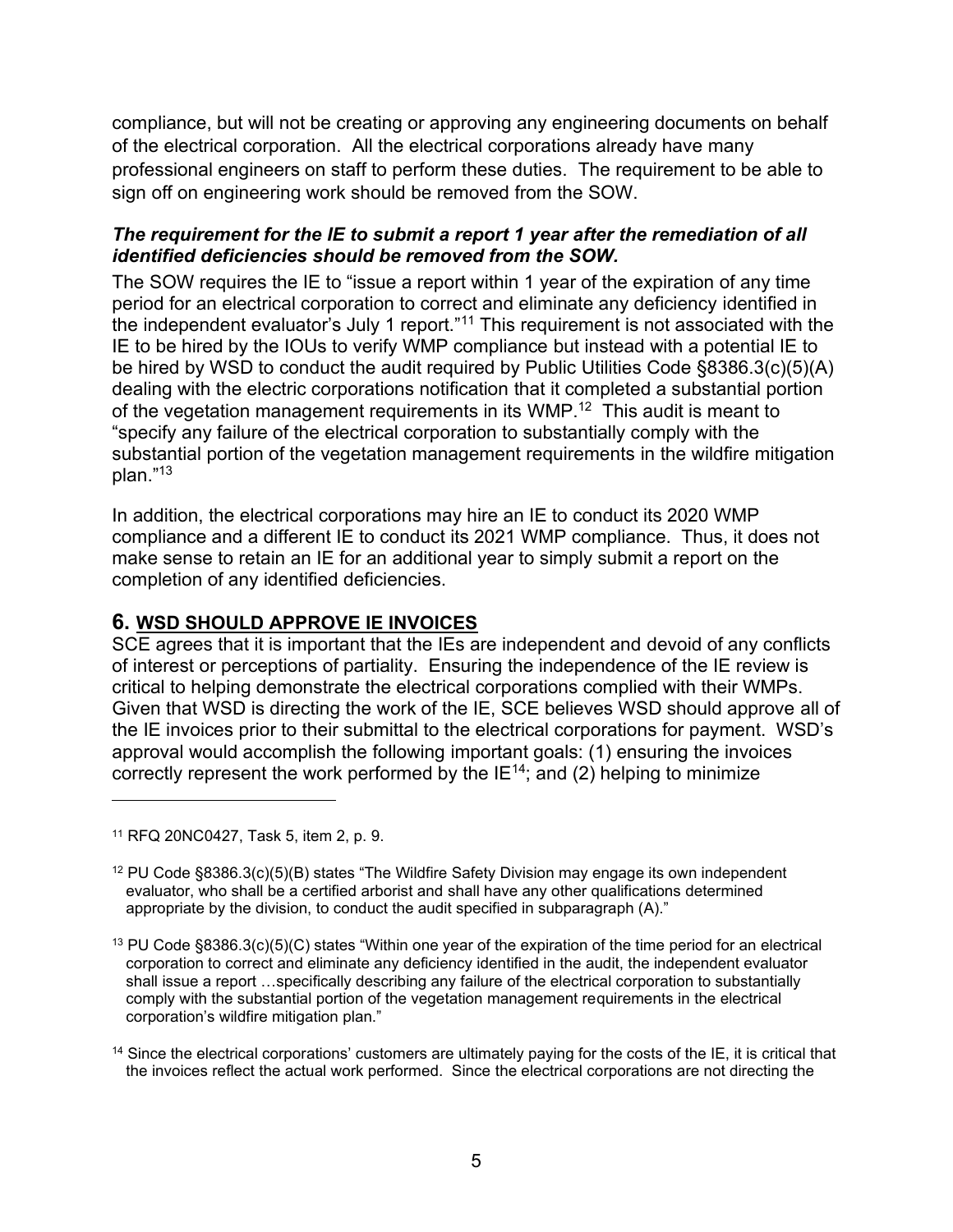compliance, but will not be creating or approving any engineering documents on behalf of the electrical corporation. All the electrical corporations already have many professional engineers on staff to perform these duties. The requirement to be able to sign off on engineering work should be removed from the SOW.

***The requirement for the IE to submit a report 1 year after the remediation of all identified deficiencies should be removed from the SOW.***

The SOW requires the IE to "issue a report within 1 year of the expiration of any time period for an electrical corporation to correct and eliminate any deficiency identified in the independent evaluator's July 1 report."[11] This requirement is not associated with the IE to be hired by the IOUs to verify WMP compliance but instead with a potential IE to be hired by WSD to conduct the audit required by Public Utilities Code §8386.3(c)(5)(A) dealing with the electric corporations notification that it completed a substantial portion of the vegetation management requirements in its WMP.[12] This audit is meant to "specify any failure of the electrical corporation to substantially comply with the substantial portion of the vegetation management requirements in the wildfire mitigation plan."[13]

In addition, the electrical corporations may hire an IE to conduct its 2020 WMP compliance and a different IE to conduct its 2021 WMP compliance. Thus, it does not make sense to retain an IE for an additional year to simply submit a report on the completion of any identified deficiencies.

## 6. WSD SHOULD APPROVE IE INVOICES

SCE agrees that it is important that the IEs are independent and devoid of any conflicts of interest or perceptions of partiality. Ensuring the independence of the IE review is critical to helping demonstrate the electrical corporations complied with their WMPs. Given that WSD is directing the work of the IE, SCE believes WSD should approve all of the IE invoices prior to their submittal to the electrical corporations for payment. WSD's approval would accomplish the following important goals: (1) ensuring the invoices correctly represent the work performed by the IE[14]; and (2) helping to minimize

---

[11] RFQ 20NC0427, Task 5, item 2, p. 9.

[12] PU Code §8386.3(c)(5)(B) states "The Wildfire Safety Division may engage its own independent evaluator, who shall be a certified arborist and shall have any other qualifications determined appropriate by the division, to conduct the audit specified in subparagraph (A)."

[13] PU Code §8386.3(c)(5)(C) states "Within one year of the expiration of the time period for an electrical corporation to correct and eliminate any deficiency identified in the audit, the independent evaluator shall issue a report …specifically describing any failure of the electrical corporation to substantially comply with the substantial portion of the vegetation management requirements in the electrical corporation's wildfire mitigation plan."

[14] Since the electrical corporations' customers are ultimately paying for the costs of the IE, it is critical that the invoices reflect the actual work performed. Since the electrical corporations are not directing the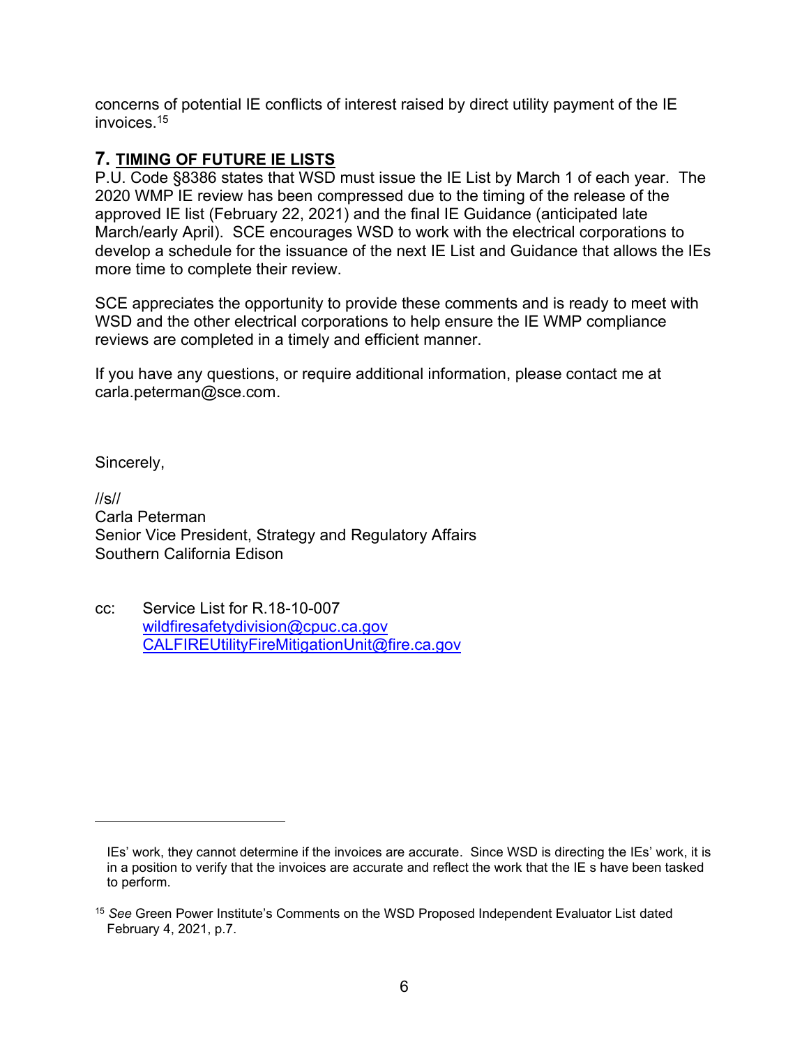concerns of potential IE conflicts of interest raised by direct utility payment of the IE invoices.[15]

## 7. TIMING OF FUTURE IE LISTS

P.U. Code §8386 states that WSD must issue the IE List by March 1 of each year. The 2020 WMP IE review has been compressed due to the timing of the release of the approved IE list (February 22, 2021) and the final IE Guidance (anticipated late March/early April). SCE encourages WSD to work with the electrical corporations to develop a schedule for the issuance of the next IE List and Guidance that allows the IEs more time to complete their review.

SCE appreciates the opportunity to provide these comments and is ready to meet with WSD and the other electrical corporations to help ensure the IE WMP compliance reviews are completed in a timely and efficient manner.

If you have any questions, or require additional information, please contact me at carla.peterman@sce.com.

Sincerely,

//s//
Carla Peterman
Senior Vice President, Strategy and Regulatory Affairs
Southern California Edison

cc: Service List for R.18-10-007
wildfiresafetydivision@cpuc.ca.gov
CALFIREUtilityFireMitigationUnit@fire.ca.gov

---

IEs' work, they cannot determine if the invoices are accurate. Since WSD is directing the IEs' work, it is in a position to verify that the invoices are accurate and reflect the work that the IE s have been tasked to perform.

[15] *See* Green Power Institute's Comments on the WSD Proposed Independent Evaluator List dated February 4, 2021, p.7.